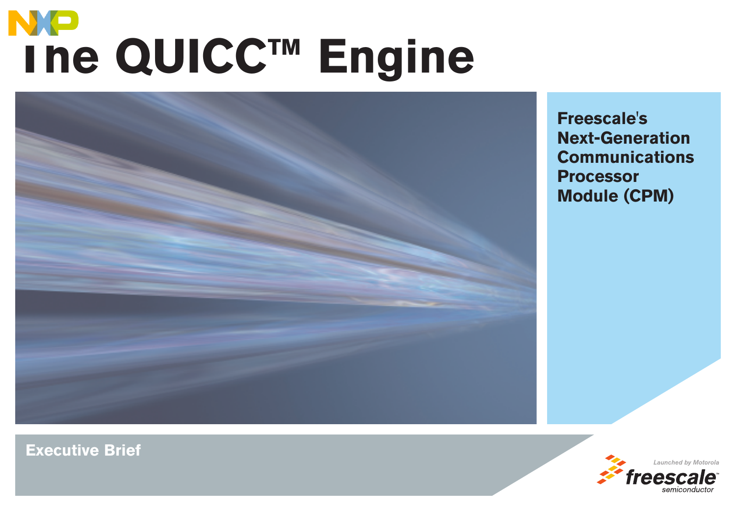# The QUICC™ Engine

**Freescale's Next-Generation Communications Processor Module (CPM)**

**Executive Brief**

Launched by Motorola

freescale™ semiconductor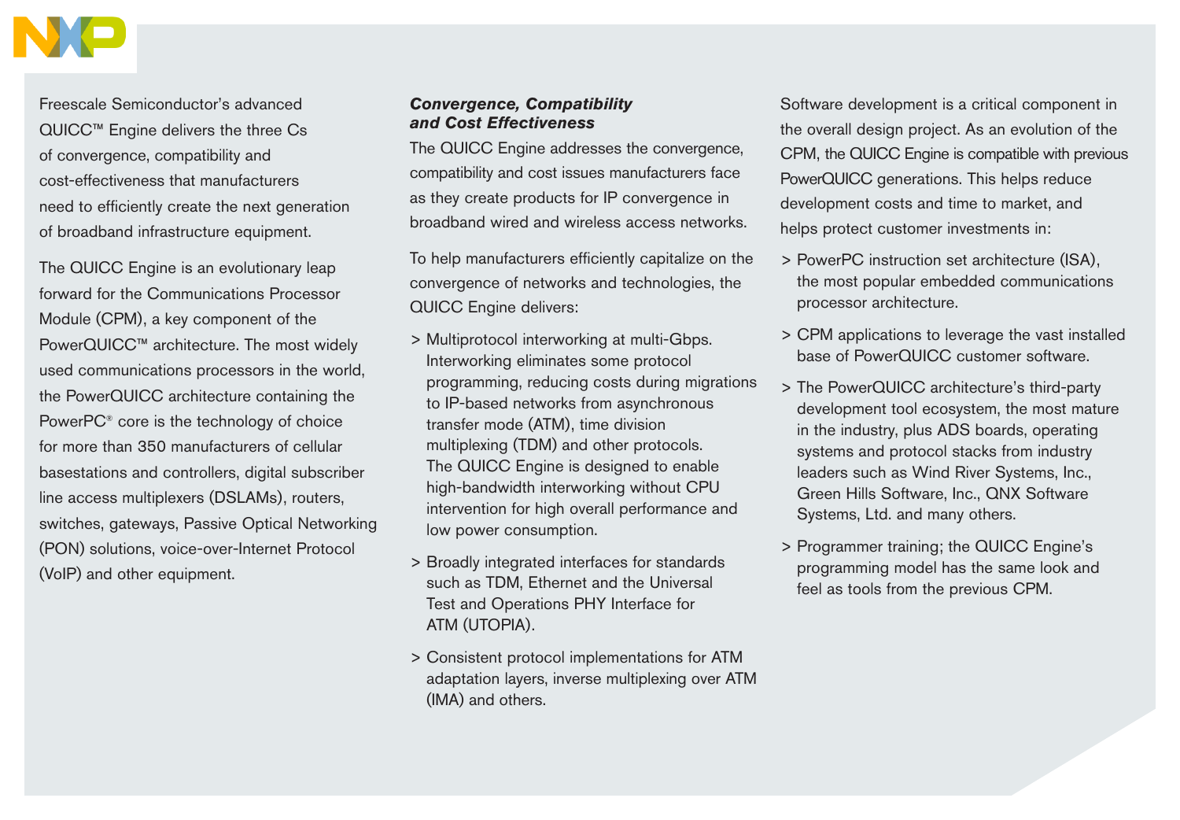Freescale Semiconductor's advanced QUICC™ Engine delivers the three Cs of convergence, compatibility and cost-effectiveness that manufacturers need to efficiently create the next generation of broadband infrastructure equipment.

The QUICC Engine is an evolutionary leap forward for the Communications Processor Module (CPM), a key component of the PowerQUICC™ architecture. The most widely used communications processors in the world, the PowerQUICC architecture containing the PowerPC® core is the technology of choice for more than 350 manufacturers of cellular basestations and controllers, digital subscriber line access multiplexers (DSLAMs), routers, switches, gateways, Passive Optical Networking (PON) solutions, voice-over-Internet Protocol (VoIP) and other equipment.

### *Convergence, Compatibility and Cost Effectiveness*

The QUICC Engine addresses the convergence, compatibility and cost issues manufacturers face as they create products for IP convergence in broadband wired and wireless access networks.

To help manufacturers efficiently capitalize on the convergence of networks and technologies, the QUICC Engine delivers:

> Multiprotocol interworking at multi-Gbps. Interworking eliminates some protocol programming, reducing costs during migrations to IP-based networks from asynchronous transfer mode (ATM), time division multiplexing (TDM) and other protocols. The QUICC Engine is designed to enable high-bandwidth interworking without CPU intervention for high overall performance and low power consumption.

> Broadly integrated interfaces for standards such as TDM, Ethernet and the Universal Test and Operations PHY Interface for ATM (UTOPIA).

> Consistent protocol implementations for ATM adaptation layers, inverse multiplexing over ATM (IMA) and others.

Software development is a critical component in the overall design project. As an evolution of the CPM, the QUICC Engine is compatible with previous PowerQUICC generations. This helps reduce development costs and time to market, and helps protect customer investments in:

> PowerPC instruction set architecture (ISA), the most popular embedded communications processor architecture.

> CPM applications to leverage the vast installed base of PowerQUICC customer software.

> The PowerQUICC architecture's third-party development tool ecosystem, the most mature in the industry, plus ADS boards, operating systems and protocol stacks from industry leaders such as Wind River Systems, Inc., Green Hills Software, Inc., QNX Software Systems, Ltd. and many others.

> Programmer training; the QUICC Engine's programming model has the same look and feel as tools from the previous CPM.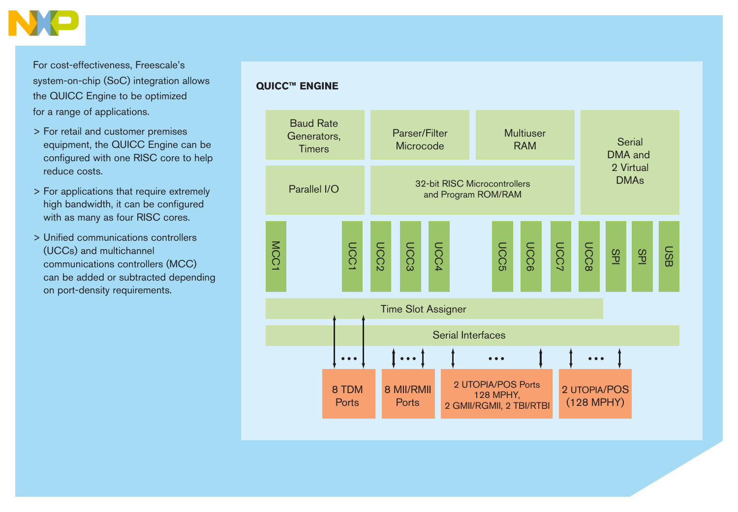For cost-effectiveness, Freescale's system-on-chip (SoC) integration allows the QUICC Engine to be optimized for a range of applications.

> For retail and customer premises equipment, the QUICC Engine can be configured with one RISC core to help reduce costs.

> For applications that require extremely high bandwidth, it can be configured with as many as four RISC cores.

> Unified communications controllers (UCCs) and multichannel communications controllers (MCC) can be added or subtracted depending on port-density requirements.

**QUICC™ ENGINE**

Baud Rate Generators, Timers

Parser/Filter Microcode

Multiuser RAM

Serial DMA and 2 Virtual DMAs

Parallel I/O

32-bit RISC Microcontrollers and Program ROM/RAM

MCC1 UCC1 UCC2 UCC3 UCC4 UCC5 UCC6 UCC7 UCC8 SPI SPI USB

Time Slot Assigner

Serial Interfaces

8 TDM Ports

8 MII/RMII Ports

2 UTOPIA/POS Ports 128 MPHY, 2 GMII/RGMII, 2 TBI/RTBI

2 UTOPIA/POS (128 MPHY)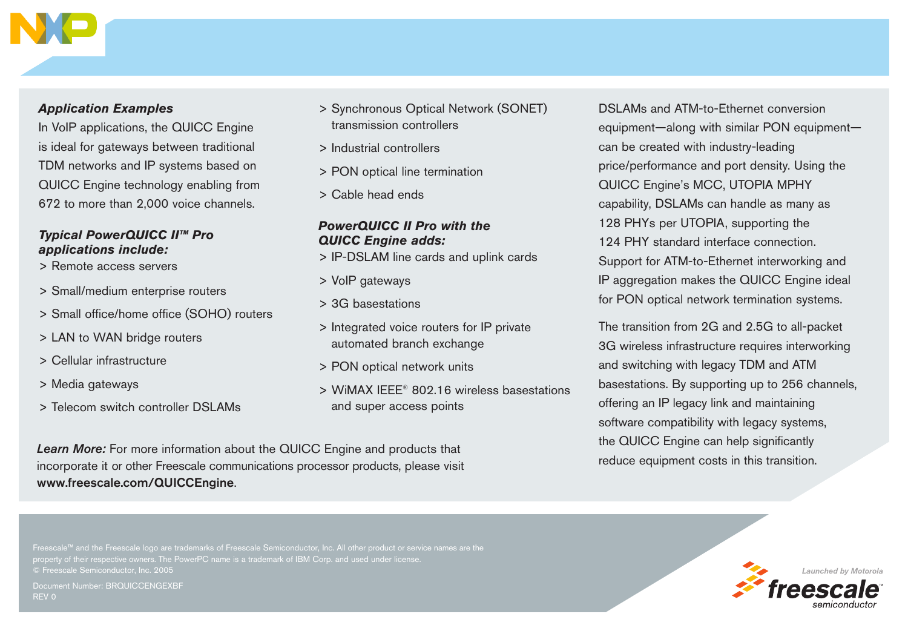### *Application Examples*

In VoIP applications, the QUICC Engine is ideal for gateways between traditional TDM networks and IP systems based on QUICC Engine technology enabling from 672 to more than 2,000 voice channels.

### *Typical PowerQUICC II™ Pro applications include:*

- > Remote access servers
- > Small/medium enterprise routers
- > Small office/home office (SOHO) routers
- > LAN to WAN bridge routers
- > Cellular infrastructure
- > Media gateways
- > Telecom switch controller DSLAMs
- > Synchronous Optical Network (SONET) transmission controllers
- > Industrial controllers
- > PON optical line termination
- > Cable head ends

### *PowerQUICC II Pro with the QUICC Engine adds:*

- > IP-DSLAM line cards and uplink cards
- > VoIP gateways
- > 3G basestations
- > Integrated voice routers for IP private automated branch exchange
- > PON optical network units
- > WiMAX IEEE® 802.16 wireless basestations and super access points

DSLAMs and ATM-to-Ethernet conversion equipment—along with similar PON equipment—can be created with industry-leading price/performance and port density. Using the QUICC Engine's MCC, UTOPIA MPHY capability, DSLAMs can handle as many as 128 PHYs per UTOPIA, supporting the 124 PHY standard interface connection. Support for ATM-to-Ethernet interworking and IP aggregation makes the QUICC Engine ideal for PON optical network termination systems.

The transition from 2G and 2.5G to all-packet 3G wireless infrastructure requires interworking and switching with legacy TDM and ATM basestations. By supporting up to 256 channels, offering an IP legacy link and maintaining software compatibility with legacy systems, the QUICC Engine can help significantly reduce equipment costs in this transition.

***Learn More:*** For more information about the QUICC Engine and products that incorporate it or other Freescale communications processor products, please visit **www.freescale.com/QUICCEngine**.

Freescale™ and the Freescale logo are trademarks of Freescale Semiconductor, Inc. All other product or service names are the property of their respective owners. The PowerPC name is a trademark of IBM Corp. and used under license.
© Freescale Semiconductor, Inc. 2005

Document Number: BRQUICCENGEXBF
REV 0

*Launched by Motorola*

freescale™ semiconductor